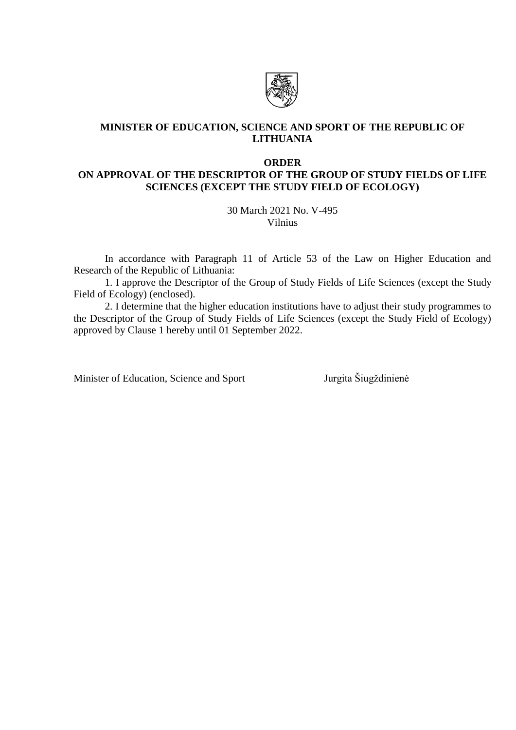**MINISTER OF EDUCATION, SCIENCE AND SPORT OF THE REPUBLIC OF LITHUANIA**

**ORDER**
**ON APPROVAL OF THE DESCRIPTOR OF THE GROUP OF STUDY FIELDS OF LIFE SCIENCES (EXCEPT THE STUDY FIELD OF ECOLOGY)**

30 March 2021 No. V-495
Vilnius

In accordance with Paragraph 11 of Article 53 of the Law on Higher Education and Research of the Republic of Lithuania:

1. I approve the Descriptor of the Group of Study Fields of Life Sciences (except the Study Field of Ecology) (enclosed).

2. I determine that the higher education institutions have to adjust their study programmes to the Descriptor of the Group of Study Fields of Life Sciences (except the Study Field of Ecology) approved by Clause 1 hereby until 01 September 2022.

Minister of Education, Science and Sport Jurgita Šiugždinienė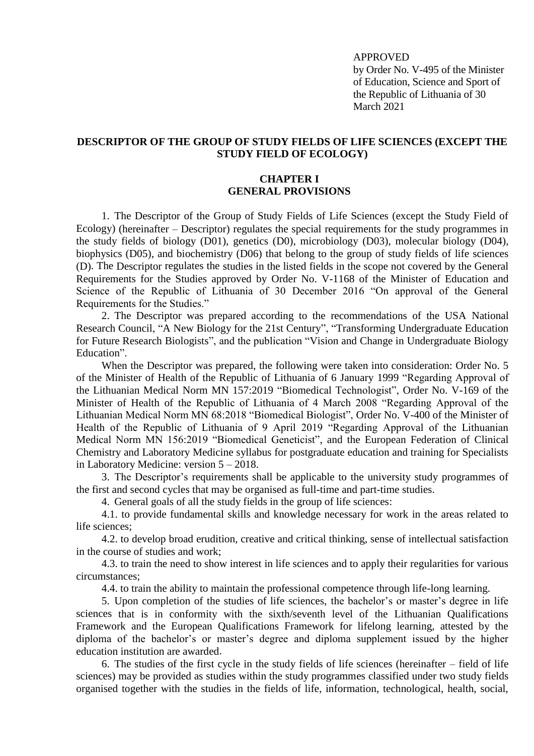APPROVED
by Order No. V-495 of the Minister of Education, Science and Sport of the Republic of Lithuania of 30 March 2021

# DESCRIPTOR OF THE GROUP OF STUDY FIELDS OF LIFE SCIENCES (EXCEPT THE STUDY FIELD OF ECOLOGY)

## CHAPTER I
## GENERAL PROVISIONS

1. The Descriptor of the Group of Study Fields of Life Sciences (except the Study Field of Ecology) (hereinafter – Descriptor) regulates the special requirements for the study programmes in the study fields of biology (D01), genetics (D0), microbiology (D03), molecular biology (D04), biophysics (D05), and biochemistry (D06) that belong to the group of study fields of life sciences (D). The Descriptor regulates the studies in the listed fields in the scope not covered by the General Requirements for the Studies approved by Order No. V-1168 of the Minister of Education and Science of the Republic of Lithuania of 30 December 2016 "On approval of the General Requirements for the Studies."

2. The Descriptor was prepared according to the recommendations of the USA National Research Council, "A New Biology for the 21st Century", "Transforming Undergraduate Education for Future Research Biologists", and the publication "Vision and Change in Undergraduate Biology Education".

When the Descriptor was prepared, the following were taken into consideration: Order No. 5 of the Minister of Health of the Republic of Lithuania of 6 January 1999 "Regarding Approval of the Lithuanian Medical Norm MN 157:2019 "Biomedical Technologist", Order No. V-169 of the Minister of Health of the Republic of Lithuania of 4 March 2008 "Regarding Approval of the Lithuanian Medical Norm MN 68:2018 "Biomedical Biologist", Order No. V-400 of the Minister of Health of the Republic of Lithuania of 9 April 2019 "Regarding Approval of the Lithuanian Medical Norm MN 156:2019 "Biomedical Geneticist", and the European Federation of Clinical Chemistry and Laboratory Medicine syllabus for postgraduate education and training for Specialists in Laboratory Medicine: version 5 – 2018.

3. The Descriptor's requirements shall be applicable to the university study programmes of the first and second cycles that may be organised as full-time and part-time studies.

4. General goals of all the study fields in the group of life sciences:

4.1. to provide fundamental skills and knowledge necessary for work in the areas related to life sciences;

4.2. to develop broad erudition, creative and critical thinking, sense of intellectual satisfaction in the course of studies and work;

4.3. to train the need to show interest in life sciences and to apply their regularities for various circumstances;

4.4. to train the ability to maintain the professional competence through life-long learning.

5. Upon completion of the studies of life sciences, the bachelor's or master's degree in life sciences that is in conformity with the sixth/seventh level of the Lithuanian Qualifications Framework and the European Qualifications Framework for lifelong learning, attested by the diploma of the bachelor's or master's degree and diploma supplement issued by the higher education institution are awarded.

6. The studies of the first cycle in the study fields of life sciences (hereinafter – field of life sciences) may be provided as studies within the study programmes classified under two study fields organised together with the studies in the fields of life, information, technological, health, social,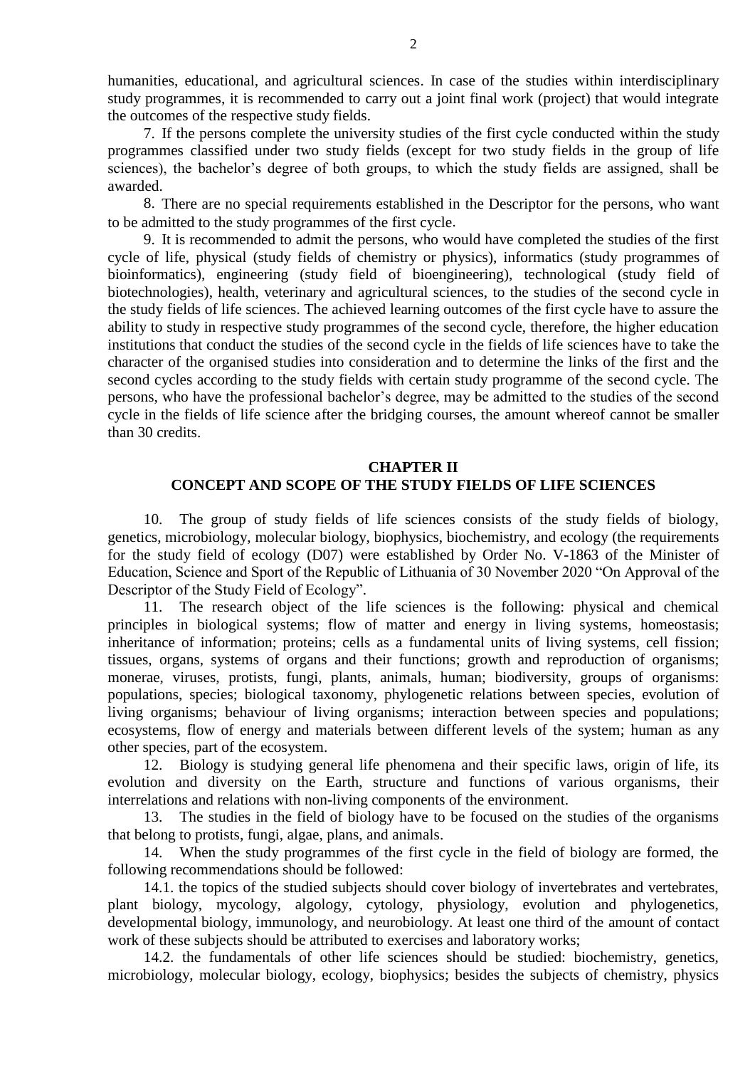humanities, educational, and agricultural sciences. In case of the studies within interdisciplinary study programmes, it is recommended to carry out a joint final work (project) that would integrate the outcomes of the respective study fields.

7. If the persons complete the university studies of the first cycle conducted within the study programmes classified under two study fields (except for two study fields in the group of life sciences), the bachelor's degree of both groups, to which the study fields are assigned, shall be awarded.

8. There are no special requirements established in the Descriptor for the persons, who want to be admitted to the study programmes of the first cycle.

9. It is recommended to admit the persons, who would have completed the studies of the first cycle of life, physical (study fields of chemistry or physics), informatics (study programmes of bioinformatics), engineering (study field of bioengineering), technological (study field of biotechnologies), health, veterinary and agricultural sciences, to the studies of the second cycle in the study fields of life sciences. The achieved learning outcomes of the first cycle have to assure the ability to study in respective study programmes of the second cycle, therefore, the higher education institutions that conduct the studies of the second cycle in the fields of life sciences have to take the character of the organised studies into consideration and to determine the links of the first and the second cycles according to the study fields with certain study programme of the second cycle. The persons, who have the professional bachelor's degree, may be admitted to the studies of the second cycle in the fields of life science after the bridging courses, the amount whereof cannot be smaller than 30 credits.

## CHAPTER II
## CONCEPT AND SCOPE OF THE STUDY FIELDS OF LIFE SCIENCES

10. The group of study fields of life sciences consists of the study fields of biology, genetics, microbiology, molecular biology, biophysics, biochemistry, and ecology (the requirements for the study field of ecology (D07) were established by Order No. V-1863 of the Minister of Education, Science and Sport of the Republic of Lithuania of 30 November 2020 "On Approval of the Descriptor of the Study Field of Ecology".

11. The research object of the life sciences is the following: physical and chemical principles in biological systems; flow of matter and energy in living systems, homeostasis; inheritance of information; proteins; cells as a fundamental units of living systems, cell fission; tissues, organs, systems of organs and their functions; growth and reproduction of organisms; monerae, viruses, protists, fungi, plants, animals, human; biodiversity, groups of organisms: populations, species; biological taxonomy, phylogenetic relations between species, evolution of living organisms; behaviour of living organisms; interaction between species and populations; ecosystems, flow of energy and materials between different levels of the system; human as any other species, part of the ecosystem.

12. Biology is studying general life phenomena and their specific laws, origin of life, its evolution and diversity on the Earth, structure and functions of various organisms, their interrelations and relations with non-living components of the environment.

13. The studies in the field of biology have to be focused on the studies of the organisms that belong to protists, fungi, algae, plans, and animals.

14. When the study programmes of the first cycle in the field of biology are formed, the following recommendations should be followed:

14.1. the topics of the studied subjects should cover biology of invertebrates and vertebrates, plant biology, mycology, algology, cytology, physiology, evolution and phylogenetics, developmental biology, immunology, and neurobiology. At least one third of the amount of contact work of these subjects should be attributed to exercises and laboratory works;

14.2. the fundamentals of other life sciences should be studied: biochemistry, genetics, microbiology, molecular biology, ecology, biophysics; besides the subjects of chemistry, physics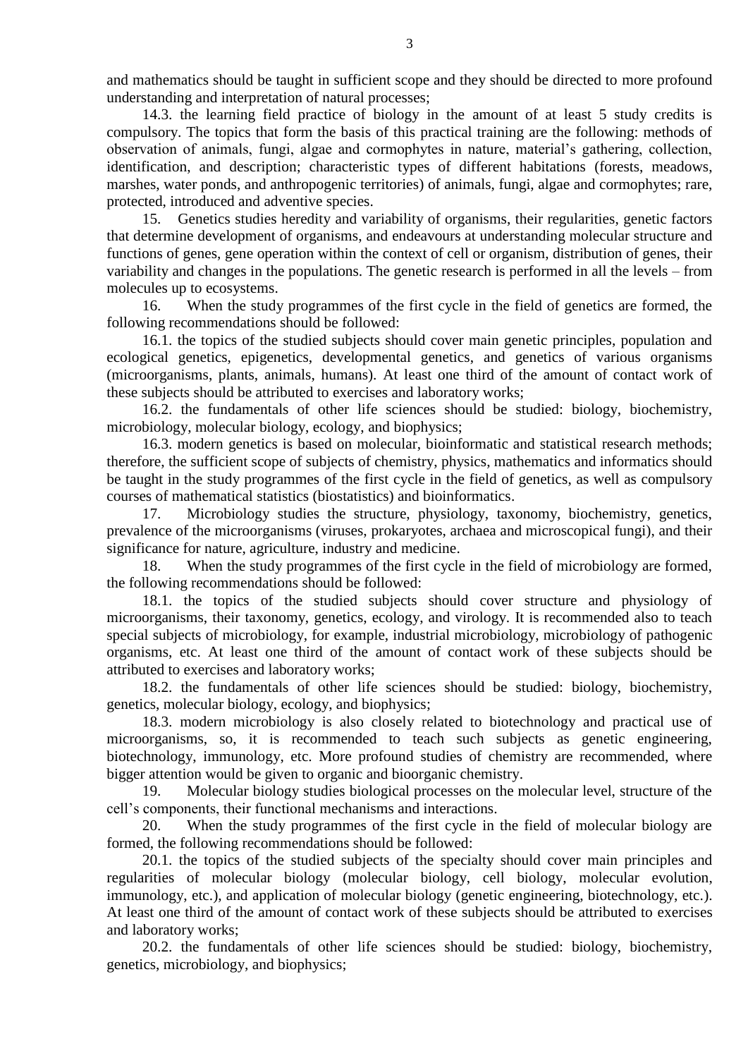and mathematics should be taught in sufficient scope and they should be directed to more profound understanding and interpretation of natural processes;

14.3. the learning field practice of biology in the amount of at least 5 study credits is compulsory. The topics that form the basis of this practical training are the following: methods of observation of animals, fungi, algae and cormophytes in nature, material's gathering, collection, identification, and description; characteristic types of different habitations (forests, meadows, marshes, water ponds, and anthropogenic territories) of animals, fungi, algae and cormophytes; rare, protected, introduced and adventive species.

15. Genetics studies heredity and variability of organisms, their regularities, genetic factors that determine development of organisms, and endeavours at understanding molecular structure and functions of genes, gene operation within the context of cell or organism, distribution of genes, their variability and changes in the populations. The genetic research is performed in all the levels – from molecules up to ecosystems.

16. When the study programmes of the first cycle in the field of genetics are formed, the following recommendations should be followed:

16.1. the topics of the studied subjects should cover main genetic principles, population and ecological genetics, epigenetics, developmental genetics, and genetics of various organisms (microorganisms, plants, animals, humans). At least one third of the amount of contact work of these subjects should be attributed to exercises and laboratory works;

16.2. the fundamentals of other life sciences should be studied: biology, biochemistry, microbiology, molecular biology, ecology, and biophysics;

16.3. modern genetics is based on molecular, bioinformatic and statistical research methods; therefore, the sufficient scope of subjects of chemistry, physics, mathematics and informatics should be taught in the study programmes of the first cycle in the field of genetics, as well as compulsory courses of mathematical statistics (biostatistics) and bioinformatics.

17. Microbiology studies the structure, physiology, taxonomy, biochemistry, genetics, prevalence of the microorganisms (viruses, prokaryotes, archaea and microscopical fungi), and their significance for nature, agriculture, industry and medicine.

18. When the study programmes of the first cycle in the field of microbiology are formed, the following recommendations should be followed:

18.1. the topics of the studied subjects should cover structure and physiology of microorganisms, their taxonomy, genetics, ecology, and virology. It is recommended also to teach special subjects of microbiology, for example, industrial microbiology, microbiology of pathogenic organisms, etc. At least one third of the amount of contact work of these subjects should be attributed to exercises and laboratory works;

18.2. the fundamentals of other life sciences should be studied: biology, biochemistry, genetics, molecular biology, ecology, and biophysics;

18.3. modern microbiology is also closely related to biotechnology and practical use of microorganisms, so, it is recommended to teach such subjects as genetic engineering, biotechnology, immunology, etc. More profound studies of chemistry are recommended, where bigger attention would be given to organic and bioorganic chemistry.

19. Molecular biology studies biological processes on the molecular level, structure of the cell's components, their functional mechanisms and interactions.

20. When the study programmes of the first cycle in the field of molecular biology are formed, the following recommendations should be followed:

20.1. the topics of the studied subjects of the specialty should cover main principles and regularities of molecular biology (molecular biology, cell biology, molecular evolution, immunology, etc.), and application of molecular biology (genetic engineering, biotechnology, etc.). At least one third of the amount of contact work of these subjects should be attributed to exercises and laboratory works;

20.2. the fundamentals of other life sciences should be studied: biology, biochemistry, genetics, microbiology, and biophysics;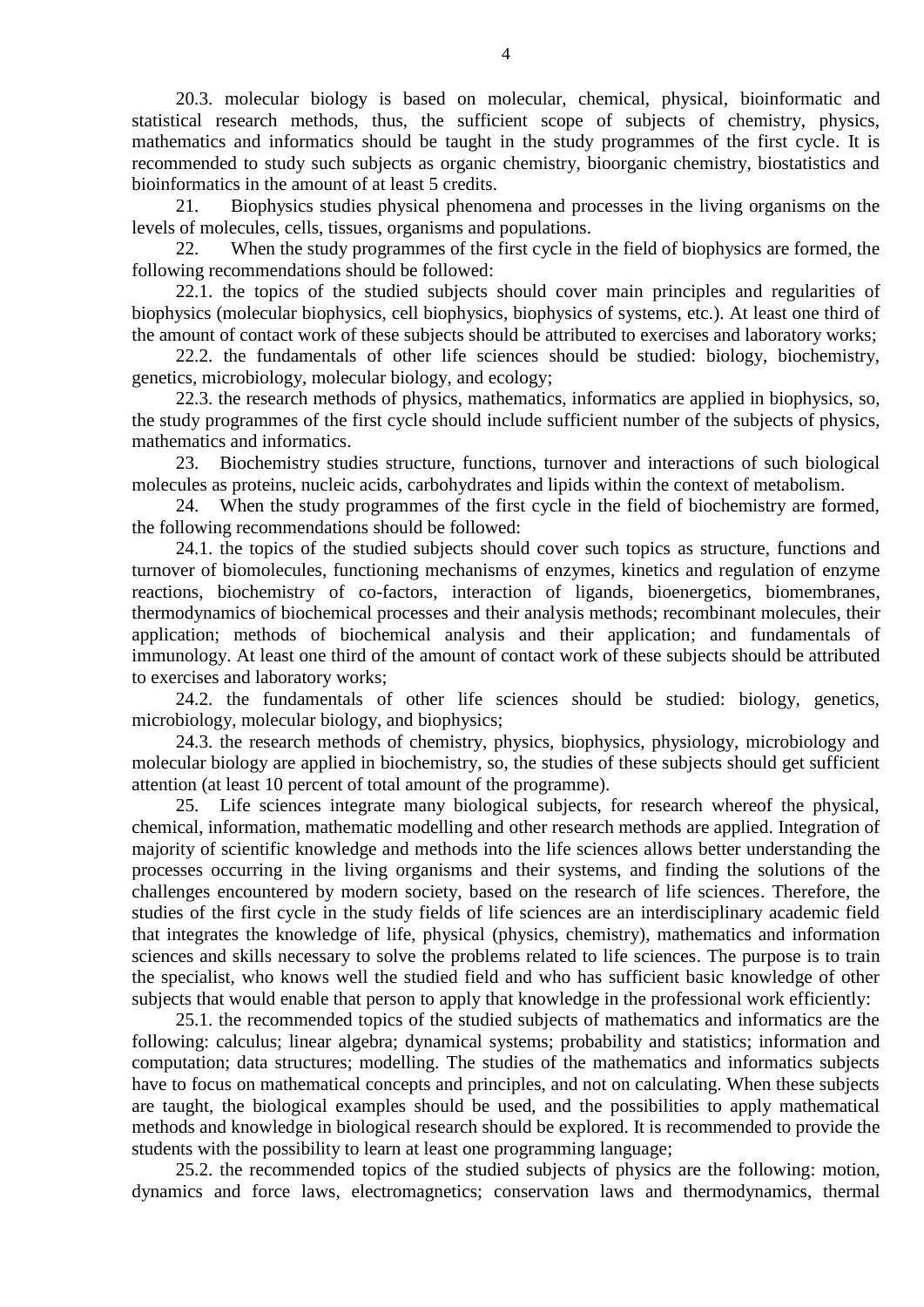20.3. molecular biology is based on molecular, chemical, physical, bioinformatic and statistical research methods, thus, the sufficient scope of subjects of chemistry, physics, mathematics and informatics should be taught in the study programmes of the first cycle. It is recommended to study such subjects as organic chemistry, bioorganic chemistry, biostatistics and bioinformatics in the amount of at least 5 credits.

21. Biophysics studies physical phenomena and processes in the living organisms on the levels of molecules, cells, tissues, organisms and populations.

22. When the study programmes of the first cycle in the field of biophysics are formed, the following recommendations should be followed:

22.1. the topics of the studied subjects should cover main principles and regularities of biophysics (molecular biophysics, cell biophysics, biophysics of systems, etc.). At least one third of the amount of contact work of these subjects should be attributed to exercises and laboratory works;

22.2. the fundamentals of other life sciences should be studied: biology, biochemistry, genetics, microbiology, molecular biology, and ecology;

22.3. the research methods of physics, mathematics, informatics are applied in biophysics, so, the study programmes of the first cycle should include sufficient number of the subjects of physics, mathematics and informatics.

23. Biochemistry studies structure, functions, turnover and interactions of such biological molecules as proteins, nucleic acids, carbohydrates and lipids within the context of metabolism.

24. When the study programmes of the first cycle in the field of biochemistry are formed, the following recommendations should be followed:

24.1. the topics of the studied subjects should cover such topics as structure, functions and turnover of biomolecules, functioning mechanisms of enzymes, kinetics and regulation of enzyme reactions, biochemistry of co-factors, interaction of ligands, bioenergetics, biomembranes, thermodynamics of biochemical processes and their analysis methods; recombinant molecules, their application; methods of biochemical analysis and their application; and fundamentals of immunology. At least one third of the amount of contact work of these subjects should be attributed to exercises and laboratory works;

24.2. the fundamentals of other life sciences should be studied: biology, genetics, microbiology, molecular biology, and biophysics;

24.3. the research methods of chemistry, physics, biophysics, physiology, microbiology and molecular biology are applied in biochemistry, so, the studies of these subjects should get sufficient attention (at least 10 percent of total amount of the programme).

25. Life sciences integrate many biological subjects, for research whereof the physical, chemical, information, mathematic modelling and other research methods are applied. Integration of majority of scientific knowledge and methods into the life sciences allows better understanding the processes occurring in the living organisms and their systems, and finding the solutions of the challenges encountered by modern society, based on the research of life sciences. Therefore, the studies of the first cycle in the study fields of life sciences are an interdisciplinary academic field that integrates the knowledge of life, physical (physics, chemistry), mathematics and information sciences and skills necessary to solve the problems related to life sciences. The purpose is to train the specialist, who knows well the studied field and who has sufficient basic knowledge of other subjects that would enable that person to apply that knowledge in the professional work efficiently:

25.1. the recommended topics of the studied subjects of mathematics and informatics are the following: calculus; linear algebra; dynamical systems; probability and statistics; information and computation; data structures; modelling. The studies of the mathematics and informatics subjects have to focus on mathematical concepts and principles, and not on calculating. When these subjects are taught, the biological examples should be used, and the possibilities to apply mathematical methods and knowledge in biological research should be explored. It is recommended to provide the students with the possibility to learn at least one programming language;

25.2. the recommended topics of the studied subjects of physics are the following: motion, dynamics and force laws, electromagnetics; conservation laws and thermodynamics, thermal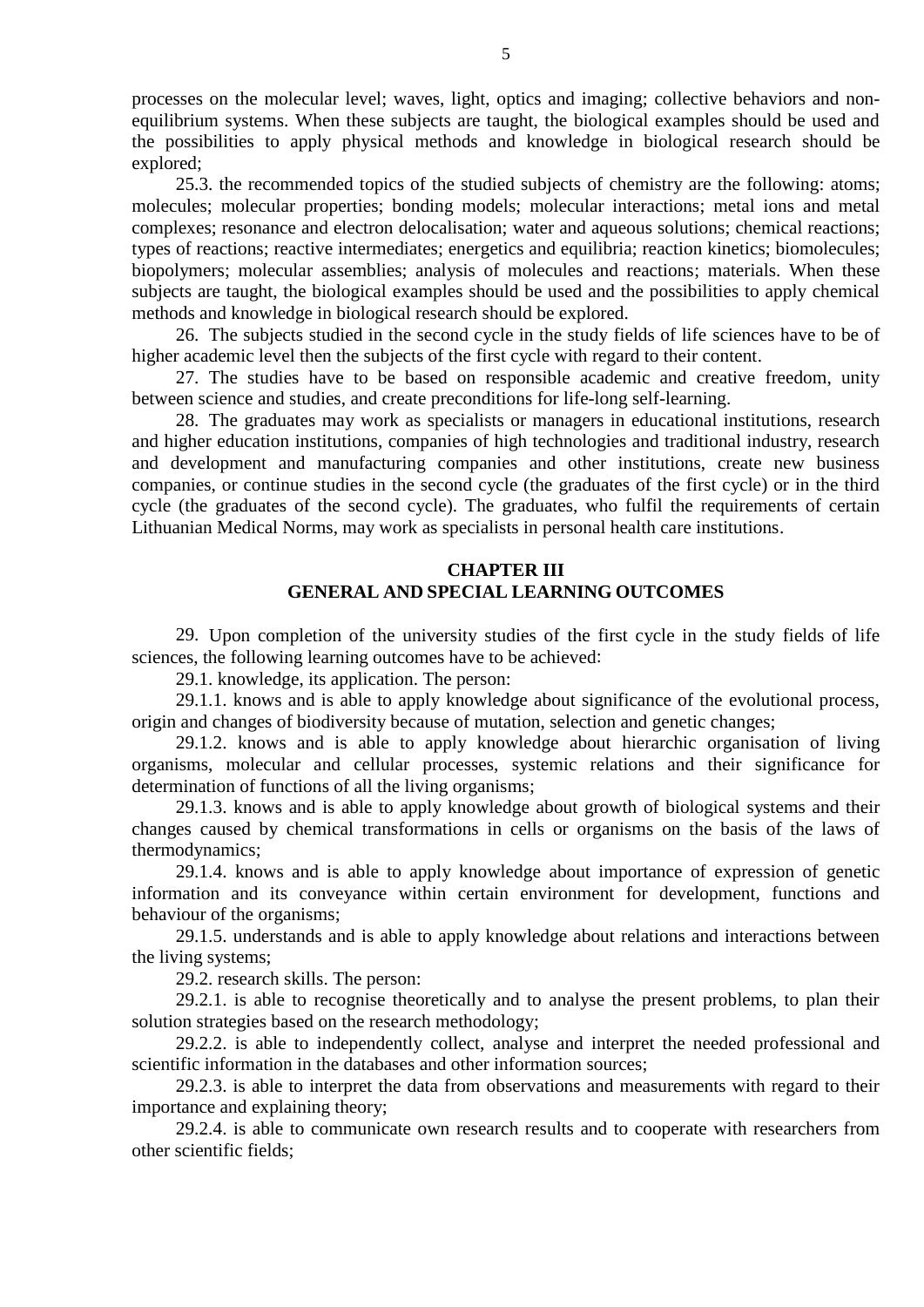processes on the molecular level; waves, light, optics and imaging; collective behaviors and non-equilibrium systems. When these subjects are taught, the biological examples should be used and the possibilities to apply physical methods and knowledge in biological research should be explored;

25.3. the recommended topics of the studied subjects of chemistry are the following: atoms; molecules; molecular properties; bonding models; molecular interactions; metal ions and metal complexes; resonance and electron delocalisation; water and aqueous solutions; chemical reactions; types of reactions; reactive intermediates; energetics and equilibria; reaction kinetics; biomolecules; biopolymers; molecular assemblies; analysis of molecules and reactions; materials. When these subjects are taught, the biological examples should be used and the possibilities to apply chemical methods and knowledge in biological research should be explored.

26. The subjects studied in the second cycle in the study fields of life sciences have to be of higher academic level then the subjects of the first cycle with regard to their content.

27. The studies have to be based on responsible academic and creative freedom, unity between science and studies, and create preconditions for life-long self-learning.

28. The graduates may work as specialists or managers in educational institutions, research and higher education institutions, companies of high technologies and traditional industry, research and development and manufacturing companies and other institutions, create new business companies, or continue studies in the second cycle (the graduates of the first cycle) or in the third cycle (the graduates of the second cycle). The graduates, who fulfil the requirements of certain Lithuanian Medical Norms, may work as specialists in personal health care institutions.

## CHAPTER III
## GENERAL AND SPECIAL LEARNING OUTCOMES

29. Upon completion of the university studies of the first cycle in the study fields of life sciences, the following learning outcomes have to be achieved:

29.1. knowledge, its application. The person:

29.1.1. knows and is able to apply knowledge about significance of the evolutional process, origin and changes of biodiversity because of mutation, selection and genetic changes;

29.1.2. knows and is able to apply knowledge about hierarchic organisation of living organisms, molecular and cellular processes, systemic relations and their significance for determination of functions of all the living organisms;

29.1.3. knows and is able to apply knowledge about growth of biological systems and their changes caused by chemical transformations in cells or organisms on the basis of the laws of thermodynamics;

29.1.4. knows and is able to apply knowledge about importance of expression of genetic information and its conveyance within certain environment for development, functions and behaviour of the organisms;

29.1.5. understands and is able to apply knowledge about relations and interactions between the living systems;

29.2. research skills. The person:

29.2.1. is able to recognise theoretically and to analyse the present problems, to plan their solution strategies based on the research methodology;

29.2.2. is able to independently collect, analyse and interpret the needed professional and scientific information in the databases and other information sources;

29.2.3. is able to interpret the data from observations and measurements with regard to their importance and explaining theory;

29.2.4. is able to communicate own research results and to cooperate with researchers from other scientific fields;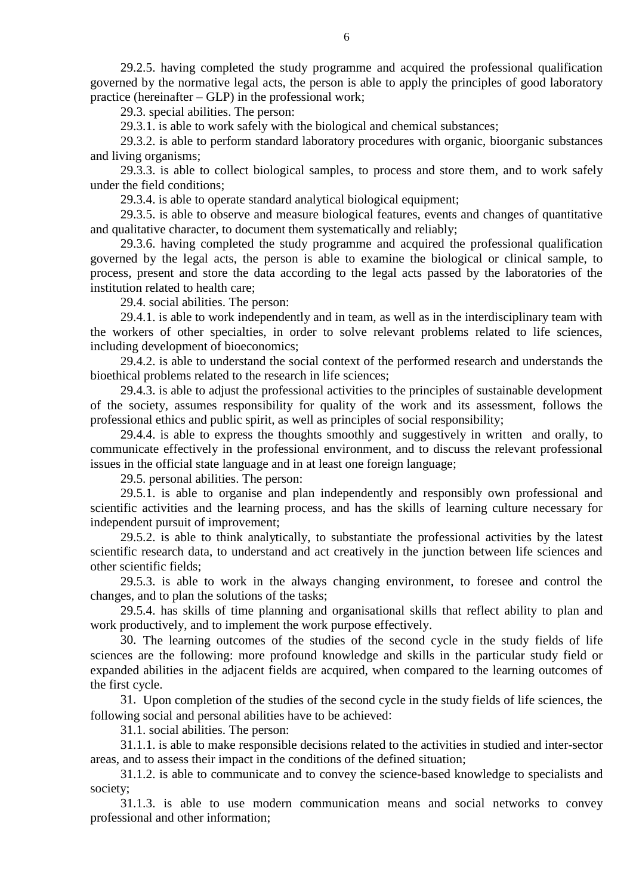29.2.5. having completed the study programme and acquired the professional qualification governed by the normative legal acts, the person is able to apply the principles of good laboratory practice (hereinafter – GLP) in the professional work;

29.3. special abilities. The person:

29.3.1. is able to work safely with the biological and chemical substances;

29.3.2. is able to perform standard laboratory procedures with organic, bioorganic substances and living organisms;

29.3.3. is able to collect biological samples, to process and store them, and to work safely under the field conditions;

29.3.4. is able to operate standard analytical biological equipment;

29.3.5. is able to observe and measure biological features, events and changes of quantitative and qualitative character, to document them systematically and reliably;

29.3.6. having completed the study programme and acquired the professional qualification governed by the legal acts, the person is able to examine the biological or clinical sample, to process, present and store the data according to the legal acts passed by the laboratories of the institution related to health care;

29.4. social abilities. The person:

29.4.1. is able to work independently and in team, as well as in the interdisciplinary team with the workers of other specialties, in order to solve relevant problems related to life sciences, including development of bioeconomics;

29.4.2. is able to understand the social context of the performed research and understands the bioethical problems related to the research in life sciences;

29.4.3. is able to adjust the professional activities to the principles of sustainable development of the society, assumes responsibility for quality of the work and its assessment, follows the professional ethics and public spirit, as well as principles of social responsibility;

29.4.4. is able to express the thoughts smoothly and suggestively in written and orally, to communicate effectively in the professional environment, and to discuss the relevant professional issues in the official state language and in at least one foreign language;

29.5. personal abilities. The person:

29.5.1. is able to organise and plan independently and responsibly own professional and scientific activities and the learning process, and has the skills of learning culture necessary for independent pursuit of improvement;

29.5.2. is able to think analytically, to substantiate the professional activities by the latest scientific research data, to understand and act creatively in the junction between life sciences and other scientific fields;

29.5.3. is able to work in the always changing environment, to foresee and control the changes, and to plan the solutions of the tasks;

29.5.4. has skills of time planning and organisational skills that reflect ability to plan and work productively, and to implement the work purpose effectively.

30. The learning outcomes of the studies of the second cycle in the study fields of life sciences are the following: more profound knowledge and skills in the particular study field or expanded abilities in the adjacent fields are acquired, when compared to the learning outcomes of the first cycle.

31. Upon completion of the studies of the second cycle in the study fields of life sciences, the following social and personal abilities have to be achieved:

31.1. social abilities. The person:

31.1.1. is able to make responsible decisions related to the activities in studied and inter-sector areas, and to assess their impact in the conditions of the defined situation;

31.1.2. is able to communicate and to convey the science-based knowledge to specialists and society;

31.1.3. is able to use modern communication means and social networks to convey professional and other information;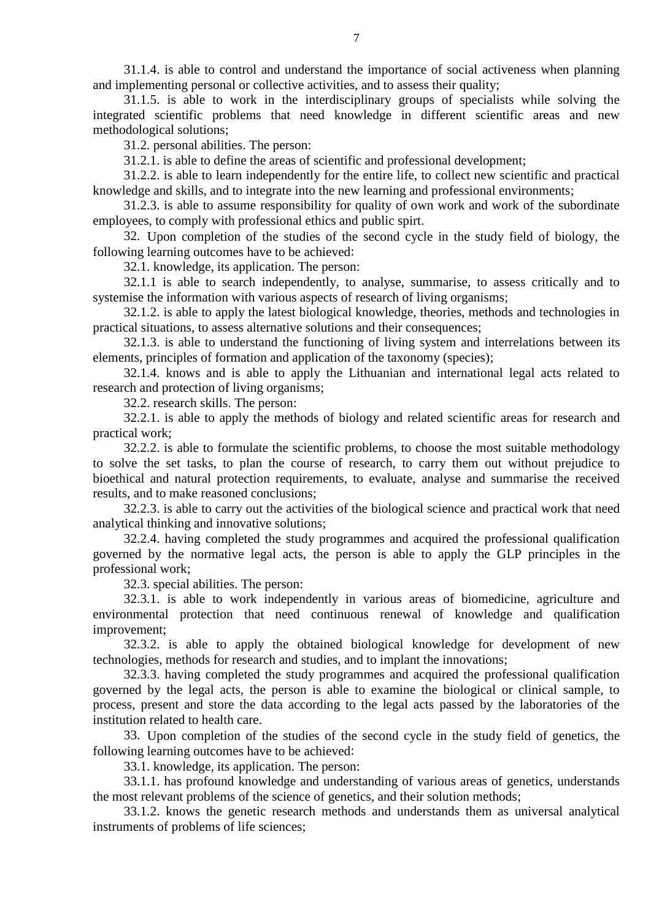31.1.4. is able to control and understand the importance of social activeness when planning and implementing personal or collective activities, and to assess their quality;

31.1.5. is able to work in the interdisciplinary groups of specialists while solving the integrated scientific problems that need knowledge in different scientific areas and new methodological solutions;

31.2. personal abilities. The person:

31.2.1. is able to define the areas of scientific and professional development;

31.2.2. is able to learn independently for the entire life, to collect new scientific and practical knowledge and skills, and to integrate into the new learning and professional environments;

31.2.3. is able to assume responsibility for quality of own work and work of the subordinate employees, to comply with professional ethics and public spirt.

32. Upon completion of the studies of the second cycle in the study field of biology, the following learning outcomes have to be achieved:

32.1. knowledge, its application. The person:

32.1.1 is able to search independently, to analyse, summarise, to assess critically and to systemise the information with various aspects of research of living organisms;

32.1.2. is able to apply the latest biological knowledge, theories, methods and technologies in practical situations, to assess alternative solutions and their consequences;

32.1.3. is able to understand the functioning of living system and interrelations between its elements, principles of formation and application of the taxonomy (species);

32.1.4. knows and is able to apply the Lithuanian and international legal acts related to research and protection of living organisms;

32.2. research skills. The person:

32.2.1. is able to apply the methods of biology and related scientific areas for research and practical work;

32.2.2. is able to formulate the scientific problems, to choose the most suitable methodology to solve the set tasks, to plan the course of research, to carry them out without prejudice to bioethical and natural protection requirements, to evaluate, analyse and summarise the received results, and to make reasoned conclusions;

32.2.3. is able to carry out the activities of the biological science and practical work that need analytical thinking and innovative solutions;

32.2.4. having completed the study programmes and acquired the professional qualification governed by the normative legal acts, the person is able to apply the GLP principles in the professional work;

32.3. special abilities. The person:

32.3.1. is able to work independently in various areas of biomedicine, agriculture and environmental protection that need continuous renewal of knowledge and qualification improvement;

32.3.2. is able to apply the obtained biological knowledge for development of new technologies, methods for research and studies, and to implant the innovations;

32.3.3. having completed the study programmes and acquired the professional qualification governed by the legal acts, the person is able to examine the biological or clinical sample, to process, present and store the data according to the legal acts passed by the laboratories of the institution related to health care.

33. Upon completion of the studies of the second cycle in the study field of genetics, the following learning outcomes have to be achieved:

33.1. knowledge, its application. The person:

33.1.1. has profound knowledge and understanding of various areas of genetics, understands the most relevant problems of the science of genetics, and their solution methods;

33.1.2. knows the genetic research methods and understands them as universal analytical instruments of problems of life sciences;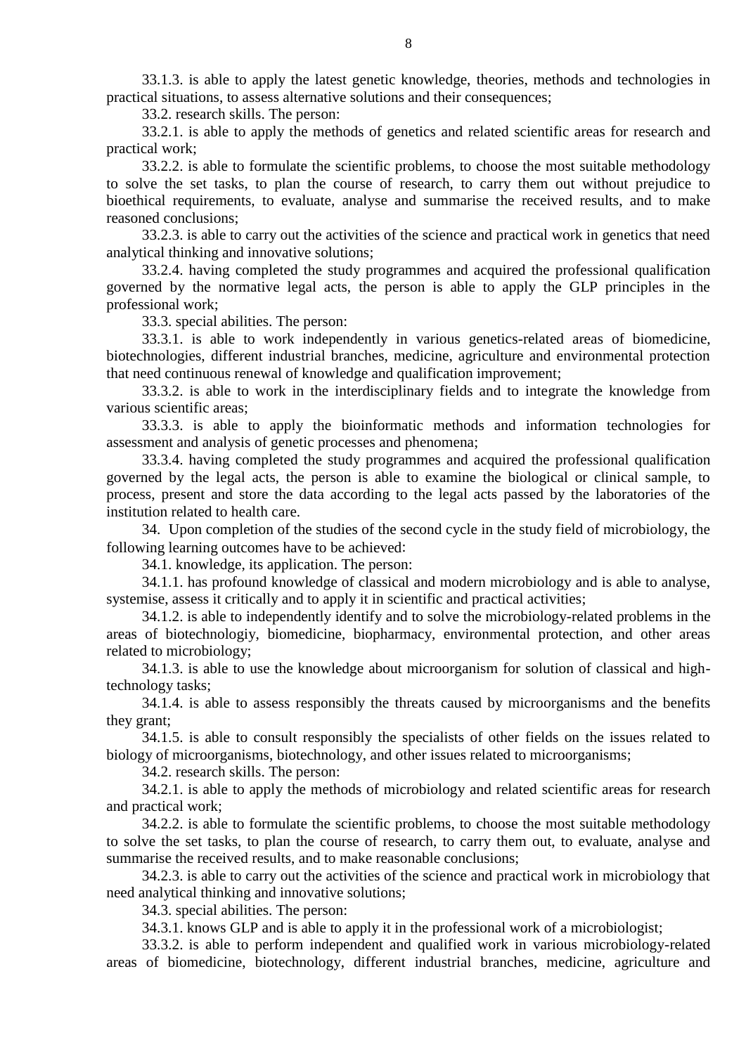33.1.3. is able to apply the latest genetic knowledge, theories, methods and technologies in practical situations, to assess alternative solutions and their consequences;

33.2. research skills. The person:

33.2.1. is able to apply the methods of genetics and related scientific areas for research and practical work;

33.2.2. is able to formulate the scientific problems, to choose the most suitable methodology to solve the set tasks, to plan the course of research, to carry them out without prejudice to bioethical requirements, to evaluate, analyse and summarise the received results, and to make reasoned conclusions;

33.2.3. is able to carry out the activities of the science and practical work in genetics that need analytical thinking and innovative solutions;

33.2.4. having completed the study programmes and acquired the professional qualification governed by the normative legal acts, the person is able to apply the GLP principles in the professional work;

33.3. special abilities. The person:

33.3.1. is able to work independently in various genetics-related areas of biomedicine, biotechnologies, different industrial branches, medicine, agriculture and environmental protection that need continuous renewal of knowledge and qualification improvement;

33.3.2. is able to work in the interdisciplinary fields and to integrate the knowledge from various scientific areas;

33.3.3. is able to apply the bioinformatic methods and information technologies for assessment and analysis of genetic processes and phenomena;

33.3.4. having completed the study programmes and acquired the professional qualification governed by the legal acts, the person is able to examine the biological or clinical sample, to process, present and store the data according to the legal acts passed by the laboratories of the institution related to health care.

34. Upon completion of the studies of the second cycle in the study field of microbiology, the following learning outcomes have to be achieved:

34.1. knowledge, its application. The person:

34.1.1. has profound knowledge of classical and modern microbiology and is able to analyse, systemise, assess it critically and to apply it in scientific and practical activities;

34.1.2. is able to independently identify and to solve the microbiology-related problems in the areas of biotechnologiy, biomedicine, biopharmacy, environmental protection, and other areas related to microbiology;

34.1.3. is able to use the knowledge about microorganism for solution of classical and high-technology tasks;

34.1.4. is able to assess responsibly the threats caused by microorganisms and the benefits they grant;

34.1.5. is able to consult responsibly the specialists of other fields on the issues related to biology of microorganisms, biotechnology, and other issues related to microorganisms;

34.2. research skills. The person:

34.2.1. is able to apply the methods of microbiology and related scientific areas for research and practical work;

34.2.2. is able to formulate the scientific problems, to choose the most suitable methodology to solve the set tasks, to plan the course of research, to carry them out, to evaluate, analyse and summarise the received results, and to make reasonable conclusions;

34.2.3. is able to carry out the activities of the science and practical work in microbiology that need analytical thinking and innovative solutions;

34.3. special abilities. The person:

34.3.1. knows GLP and is able to apply it in the professional work of a microbiologist;

33.3.2. is able to perform independent and qualified work in various microbiology-related areas of biomedicine, biotechnology, different industrial branches, medicine, agriculture and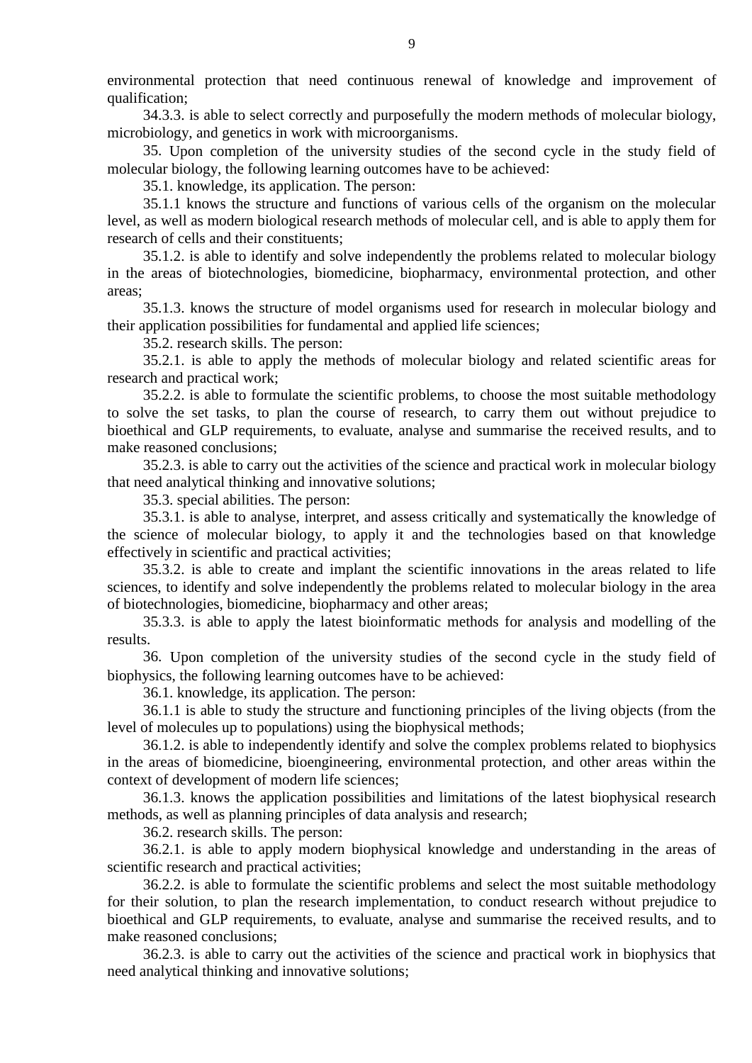environmental protection that need continuous renewal of knowledge and improvement of qualification;

34.3.3. is able to select correctly and purposefully the modern methods of molecular biology, microbiology, and genetics in work with microorganisms.

35. Upon completion of the university studies of the second cycle in the study field of molecular biology, the following learning outcomes have to be achieved:

35.1. knowledge, its application. The person:

35.1.1 knows the structure and functions of various cells of the organism on the molecular level, as well as modern biological research methods of molecular cell, and is able to apply them for research of cells and their constituents;

35.1.2. is able to identify and solve independently the problems related to molecular biology in the areas of biotechnologies, biomedicine, biopharmacy, environmental protection, and other areas;

35.1.3. knows the structure of model organisms used for research in molecular biology and their application possibilities for fundamental and applied life sciences;

35.2. research skills. The person:

35.2.1. is able to apply the methods of molecular biology and related scientific areas for research and practical work;

35.2.2. is able to formulate the scientific problems, to choose the most suitable methodology to solve the set tasks, to plan the course of research, to carry them out without prejudice to bioethical and GLP requirements, to evaluate, analyse and summarise the received results, and to make reasoned conclusions;

35.2.3. is able to carry out the activities of the science and practical work in molecular biology that need analytical thinking and innovative solutions;

35.3. special abilities. The person:

35.3.1. is able to analyse, interpret, and assess critically and systematically the knowledge of the science of molecular biology, to apply it and the technologies based on that knowledge effectively in scientific and practical activities;

35.3.2. is able to create and implant the scientific innovations in the areas related to life sciences, to identify and solve independently the problems related to molecular biology in the area of biotechnologies, biomedicine, biopharmacy and other areas;

35.3.3. is able to apply the latest bioinformatic methods for analysis and modelling of the results.

36. Upon completion of the university studies of the second cycle in the study field of biophysics, the following learning outcomes have to be achieved:

36.1. knowledge, its application. The person:

36.1.1 is able to study the structure and functioning principles of the living objects (from the level of molecules up to populations) using the biophysical methods;

36.1.2. is able to independently identify and solve the complex problems related to biophysics in the areas of biomedicine, bioengineering, environmental protection, and other areas within the context of development of modern life sciences;

36.1.3. knows the application possibilities and limitations of the latest biophysical research methods, as well as planning principles of data analysis and research;

36.2. research skills. The person:

36.2.1. is able to apply modern biophysical knowledge and understanding in the areas of scientific research and practical activities;

36.2.2. is able to formulate the scientific problems and select the most suitable methodology for their solution, to plan the research implementation, to conduct research without prejudice to bioethical and GLP requirements, to evaluate, analyse and summarise the received results, and to make reasoned conclusions;

36.2.3. is able to carry out the activities of the science and practical work in biophysics that need analytical thinking and innovative solutions;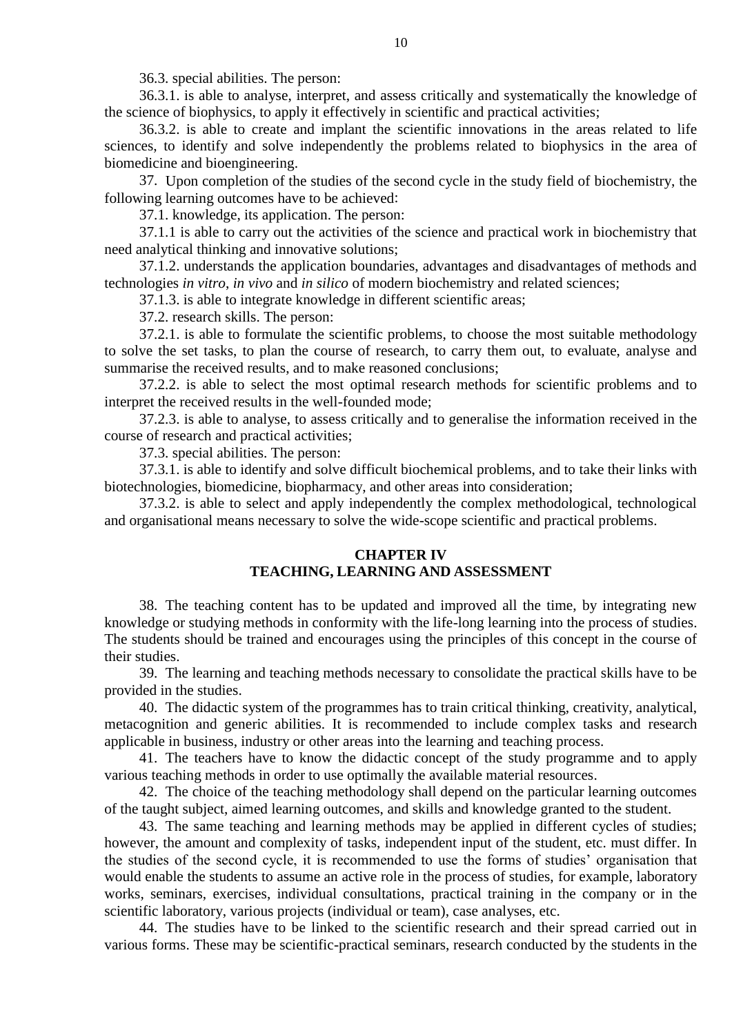36.3. special abilities. The person:

36.3.1. is able to analyse, interpret, and assess critically and systematically the knowledge of the science of biophysics, to apply it effectively in scientific and practical activities;

36.3.2. is able to create and implant the scientific innovations in the areas related to life sciences, to identify and solve independently the problems related to biophysics in the area of biomedicine and bioengineering.

37. Upon completion of the studies of the second cycle in the study field of biochemistry, the following learning outcomes have to be achieved:

37.1. knowledge, its application. The person:

37.1.1 is able to carry out the activities of the science and practical work in biochemistry that need analytical thinking and innovative solutions;

37.1.2. understands the application boundaries, advantages and disadvantages of methods and technologies *in vitro*, *in vivo* and *in silico* of modern biochemistry and related sciences;

37.1.3. is able to integrate knowledge in different scientific areas;

37.2. research skills. The person:

37.2.1. is able to formulate the scientific problems, to choose the most suitable methodology to solve the set tasks, to plan the course of research, to carry them out, to evaluate, analyse and summarise the received results, and to make reasoned conclusions;

37.2.2. is able to select the most optimal research methods for scientific problems and to interpret the received results in the well-founded mode;

37.2.3. is able to analyse, to assess critically and to generalise the information received in the course of research and practical activities;

37.3. special abilities. The person:

37.3.1. is able to identify and solve difficult biochemical problems, and to take their links with biotechnologies, biomedicine, biopharmacy, and other areas into consideration;

37.3.2. is able to select and apply independently the complex methodological, technological and organisational means necessary to solve the wide-scope scientific and practical problems.

## CHAPTER IV
## TEACHING, LEARNING AND ASSESSMENT

38. The teaching content has to be updated and improved all the time, by integrating new knowledge or studying methods in conformity with the life-long learning into the process of studies. The students should be trained and encourages using the principles of this concept in the course of their studies.

39. The learning and teaching methods necessary to consolidate the practical skills have to be provided in the studies.

40. The didactic system of the programmes has to train critical thinking, creativity, analytical, metacognition and generic abilities. It is recommended to include complex tasks and research applicable in business, industry or other areas into the learning and teaching process.

41. The teachers have to know the didactic concept of the study programme and to apply various teaching methods in order to use optimally the available material resources.

42. The choice of the teaching methodology shall depend on the particular learning outcomes of the taught subject, aimed learning outcomes, and skills and knowledge granted to the student.

43. The same teaching and learning methods may be applied in different cycles of studies; however, the amount and complexity of tasks, independent input of the student, etc. must differ. In the studies of the second cycle, it is recommended to use the forms of studies' organisation that would enable the students to assume an active role in the process of studies, for example, laboratory works, seminars, exercises, individual consultations, practical training in the company or in the scientific laboratory, various projects (individual or team), case analyses, etc.

44. The studies have to be linked to the scientific research and their spread carried out in various forms. These may be scientific-practical seminars, research conducted by the students in the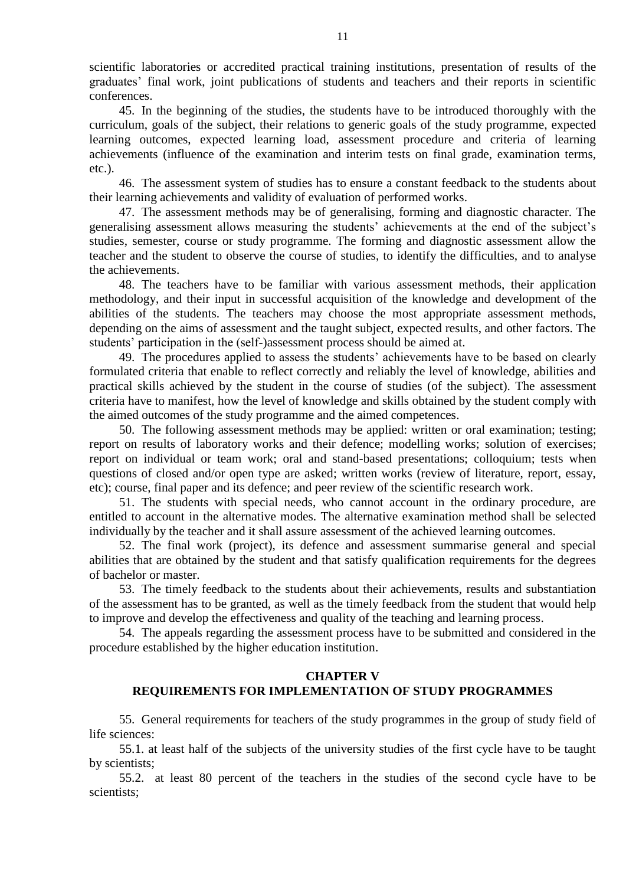scientific laboratories or accredited practical training institutions, presentation of results of the graduates' final work, joint publications of students and teachers and their reports in scientific conferences.

45. In the beginning of the studies, the students have to be introduced thoroughly with the curriculum, goals of the subject, their relations to generic goals of the study programme, expected learning outcomes, expected learning load, assessment procedure and criteria of learning achievements (influence of the examination and interim tests on final grade, examination terms, etc.).

46. The assessment system of studies has to ensure a constant feedback to the students about their learning achievements and validity of evaluation of performed works.

47. The assessment methods may be of generalising, forming and diagnostic character. The generalising assessment allows measuring the students' achievements at the end of the subject's studies, semester, course or study programme. The forming and diagnostic assessment allow the teacher and the student to observe the course of studies, to identify the difficulties, and to analyse the achievements.

48. The teachers have to be familiar with various assessment methods, their application methodology, and their input in successful acquisition of the knowledge and development of the abilities of the students. The teachers may choose the most appropriate assessment methods, depending on the aims of assessment and the taught subject, expected results, and other factors. The students' participation in the (self-)assessment process should be aimed at.

49. The procedures applied to assess the students' achievements have to be based on clearly formulated criteria that enable to reflect correctly and reliably the level of knowledge, abilities and practical skills achieved by the student in the course of studies (of the subject). The assessment criteria have to manifest, how the level of knowledge and skills obtained by the student comply with the aimed outcomes of the study programme and the aimed competences.

50. The following assessment methods may be applied: written or oral examination; testing; report on results of laboratory works and their defence; modelling works; solution of exercises; report on individual or team work; oral and stand-based presentations; colloquium; tests when questions of closed and/or open type are asked; written works (review of literature, report, essay, etc); course, final paper and its defence; and peer review of the scientific research work.

51. The students with special needs, who cannot account in the ordinary procedure, are entitled to account in the alternative modes. The alternative examination method shall be selected individually by the teacher and it shall assure assessment of the achieved learning outcomes.

52. The final work (project), its defence and assessment summarise general and special abilities that are obtained by the student and that satisfy qualification requirements for the degrees of bachelor or master.

53. The timely feedback to the students about their achievements, results and substantiation of the assessment has to be granted, as well as the timely feedback from the student that would help to improve and develop the effectiveness and quality of the teaching and learning process.

54. The appeals regarding the assessment process have to be submitted and considered in the procedure established by the higher education institution.

## CHAPTER V
## REQUIREMENTS FOR IMPLEMENTATION OF STUDY PROGRAMMES

55. General requirements for teachers of the study programmes in the group of study field of life sciences:

55.1. at least half of the subjects of the university studies of the first cycle have to be taught by scientists;

55.2. at least 80 percent of the teachers in the studies of the second cycle have to be scientists;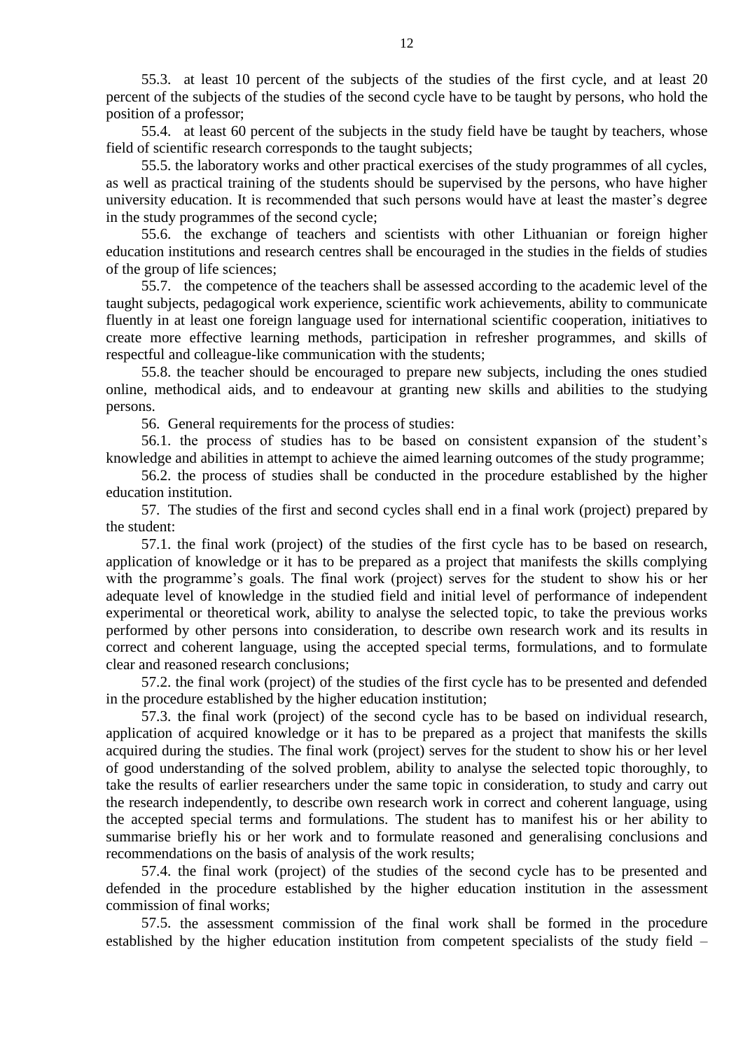55.3. at least 10 percent of the subjects of the studies of the first cycle, and at least 20 percent of the subjects of the studies of the second cycle have to be taught by persons, who hold the position of a professor;

55.4. at least 60 percent of the subjects in the study field have be taught by teachers, whose field of scientific research corresponds to the taught subjects;

55.5. the laboratory works and other practical exercises of the study programmes of all cycles, as well as practical training of the students should be supervised by the persons, who have higher university education. It is recommended that such persons would have at least the master's degree in the study programmes of the second cycle;

55.6. the exchange of teachers and scientists with other Lithuanian or foreign higher education institutions and research centres shall be encouraged in the studies in the fields of studies of the group of life sciences;

55.7. the competence of the teachers shall be assessed according to the academic level of the taught subjects, pedagogical work experience, scientific work achievements, ability to communicate fluently in at least one foreign language used for international scientific cooperation, initiatives to create more effective learning methods, participation in refresher programmes, and skills of respectful and colleague-like communication with the students;

55.8. the teacher should be encouraged to prepare new subjects, including the ones studied online, methodical aids, and to endeavour at granting new skills and abilities to the studying persons.

56. General requirements for the process of studies:

56.1. the process of studies has to be based on consistent expansion of the student's knowledge and abilities in attempt to achieve the aimed learning outcomes of the study programme;

56.2. the process of studies shall be conducted in the procedure established by the higher education institution.

57. The studies of the first and second cycles shall end in a final work (project) prepared by the student:

57.1. the final work (project) of the studies of the first cycle has to be based on research, application of knowledge or it has to be prepared as a project that manifests the skills complying with the programme's goals. The final work (project) serves for the student to show his or her adequate level of knowledge in the studied field and initial level of performance of independent experimental or theoretical work, ability to analyse the selected topic, to take the previous works performed by other persons into consideration, to describe own research work and its results in correct and coherent language, using the accepted special terms, formulations, and to formulate clear and reasoned research conclusions;

57.2. the final work (project) of the studies of the first cycle has to be presented and defended in the procedure established by the higher education institution;

57.3. the final work (project) of the second cycle has to be based on individual research, application of acquired knowledge or it has to be prepared as a project that manifests the skills acquired during the studies. The final work (project) serves for the student to show his or her level of good understanding of the solved problem, ability to analyse the selected topic thoroughly, to take the results of earlier researchers under the same topic in consideration, to study and carry out the research independently, to describe own research work in correct and coherent language, using the accepted special terms and formulations. The student has to manifest his or her ability to summarise briefly his or her work and to formulate reasoned and generalising conclusions and recommendations on the basis of analysis of the work results;

57.4. the final work (project) of the studies of the second cycle has to be presented and defended in the procedure established by the higher education institution in the assessment commission of final works;

57.5. the assessment commission of the final work shall be formed in the procedure established by the higher education institution from competent specialists of the study field –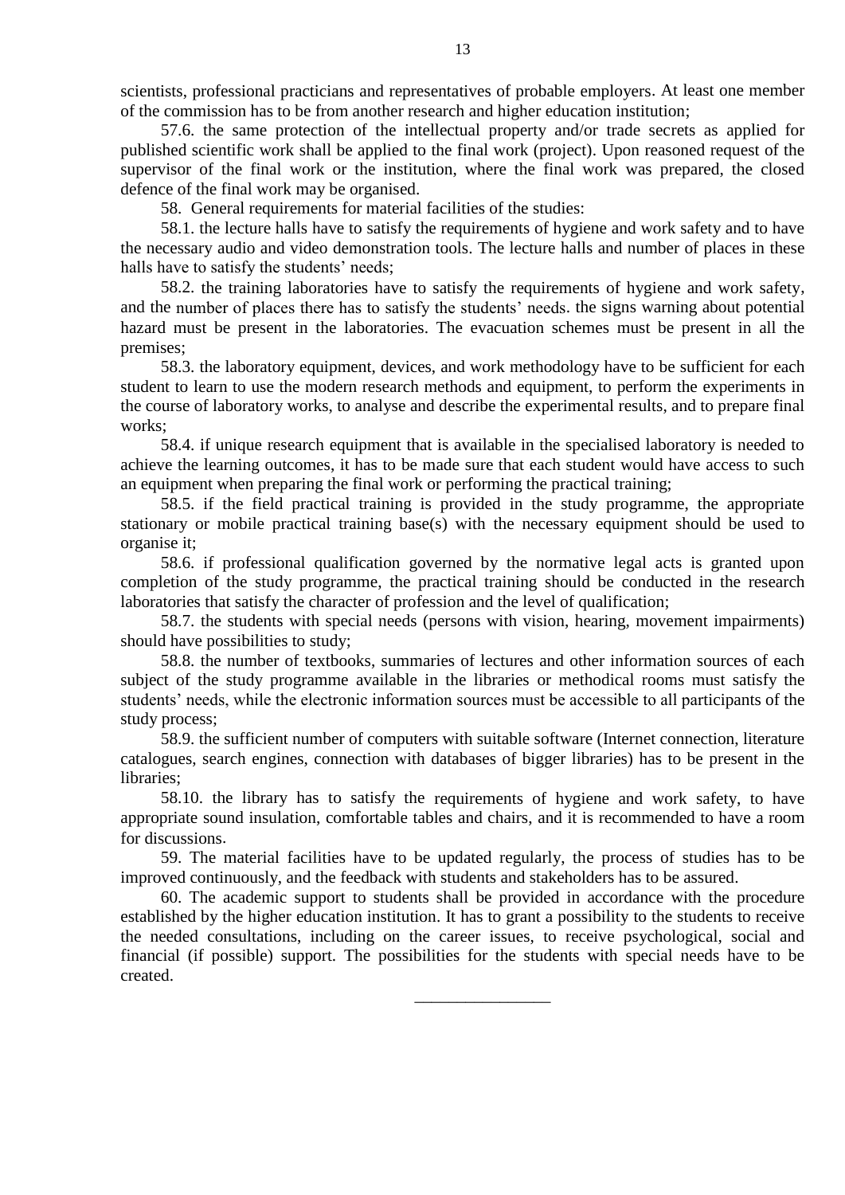scientists, professional practicians and representatives of probable employers. At least one member of the commission has to be from another research and higher education institution;

57.6. the same protection of the intellectual property and/or trade secrets as applied for published scientific work shall be applied to the final work (project). Upon reasoned request of the supervisor of the final work or the institution, where the final work was prepared, the closed defence of the final work may be organised.

58. General requirements for material facilities of the studies:

58.1. the lecture halls have to satisfy the requirements of hygiene and work safety and to have the necessary audio and video demonstration tools. The lecture halls and number of places in these halls have to satisfy the students' needs;

58.2. the training laboratories have to satisfy the requirements of hygiene and work safety, and the number of places there has to satisfy the students' needs. the signs warning about potential hazard must be present in the laboratories. The evacuation schemes must be present in all the premises;

58.3. the laboratory equipment, devices, and work methodology have to be sufficient for each student to learn to use the modern research methods and equipment, to perform the experiments in the course of laboratory works, to analyse and describe the experimental results, and to prepare final works;

58.4. if unique research equipment that is available in the specialised laboratory is needed to achieve the learning outcomes, it has to be made sure that each student would have access to such an equipment when preparing the final work or performing the practical training;

58.5. if the field practical training is provided in the study programme, the appropriate stationary or mobile practical training base(s) with the necessary equipment should be used to organise it;

58.6. if professional qualification governed by the normative legal acts is granted upon completion of the study programme, the practical training should be conducted in the research laboratories that satisfy the character of profession and the level of qualification;

58.7. the students with special needs (persons with vision, hearing, movement impairments) should have possibilities to study;

58.8. the number of textbooks, summaries of lectures and other information sources of each subject of the study programme available in the libraries or methodical rooms must satisfy the students' needs, while the electronic information sources must be accessible to all participants of the study process;

58.9. the sufficient number of computers with suitable software (Internet connection, literature catalogues, search engines, connection with databases of bigger libraries) has to be present in the libraries;

58.10. the library has to satisfy the requirements of hygiene and work safety, to have appropriate sound insulation, comfortable tables and chairs, and it is recommended to have a room for discussions.

59. The material facilities have to be updated regularly, the process of studies has to be improved continuously, and the feedback with students and stakeholders has to be assured.

60. The academic support to students shall be provided in accordance with the procedure established by the higher education institution. It has to grant a possibility to the students to receive the needed consultations, including on the career issues, to receive psychological, social and financial (if possible) support. The possibilities for the students with special needs have to be created.

\_\_\_\_\_\_\_\_\_\_\_\_\_\_\_\_